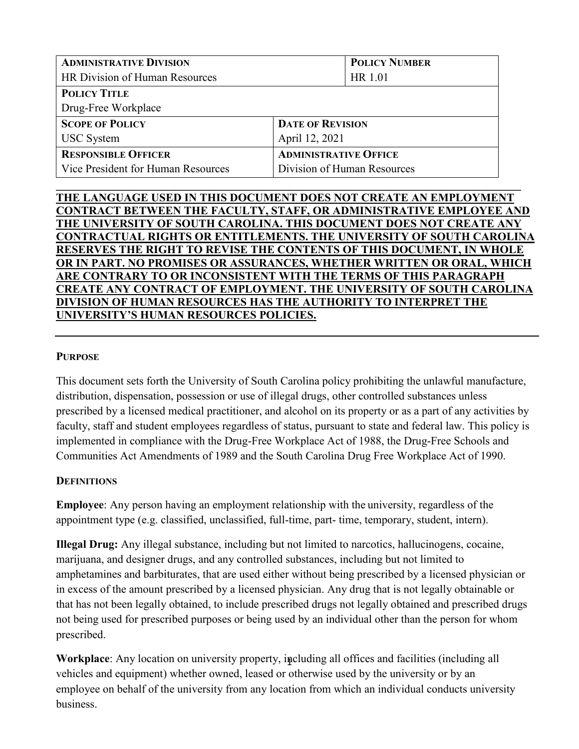| **ADMINISTRATIVE DIVISION** | | **POLICY NUMBER** |
|---|---|---|
| HR Division of Human Resources | | HR 1.01 |
| **POLICY TITLE** | | |
| Drug-Free Workplace | | |
| **SCOPE OF POLICY** | **DATE OF REVISION** | |
| USC System | April 12, 2021 | |
| **RESPONSIBLE OFFICER** | **ADMINISTRATIVE OFFICE** | |
| Vice President for Human Resources | Division of Human Resources | |

**THE LANGUAGE USED IN THIS DOCUMENT DOES NOT CREATE AN EMPLOYMENT CONTRACT BETWEEN THE FACULTY, STAFF, OR ADMINISTRATIVE EMPLOYEE AND THE UNIVERSITY OF SOUTH CAROLINA. THIS DOCUMENT DOES NOT CREATE ANY CONTRACTUAL RIGHTS OR ENTITLEMENTS. THE UNIVERSITY OF SOUTH CAROLINA RESERVES THE RIGHT TO REVISE THE CONTENTS OF THIS DOCUMENT, IN WHOLE OR IN PART. NO PROMISES OR ASSURANCES, WHETHER WRITTEN OR ORAL, WHICH ARE CONTRARY TO OR INCONSISTENT WITH THE TERMS OF THIS PARAGRAPH CREATE ANY CONTRACT OF EMPLOYMENT. THE UNIVERSITY OF SOUTH CAROLINA DIVISION OF HUMAN RESOURCES HAS THE AUTHORITY TO INTERPRET THE UNIVERSITY'S HUMAN RESOURCES POLICIES.**

## PURPOSE

This document sets forth the University of South Carolina policy prohibiting the unlawful manufacture, distribution, dispensation, possession or use of illegal drugs, other controlled substances unless prescribed by a licensed medical practitioner, and alcohol on its property or as a part of any activities by faculty, staff and student employees regardless of status, pursuant to state and federal law. This policy is implemented in compliance with the Drug-Free Workplace Act of 1988, the Drug-Free Schools and Communities Act Amendments of 1989 and the South Carolina Drug Free Workplace Act of 1990.

## DEFINITIONS

**Employee**: Any person having an employment relationship with the university, regardless of the appointment type (e.g. classified, unclassified, full-time, part- time, temporary, student, intern).

**Illegal Drug:** Any illegal substance, including but not limited to narcotics, hallucinogens, cocaine, marijuana, and designer drugs, and any controlled substances, including but not limited to amphetamines and barbiturates, that are used either without being prescribed by a licensed physician or in excess of the amount prescribed by a licensed physician. Any drug that is not legally obtainable or that has not been legally obtained, to include prescribed drugs not legally obtained and prescribed drugs not being used for prescribed purposes or being used by an individual other than the person for whom prescribed.

**Workplace**: Any location on university property, including all offices and facilities (including all vehicles and equipment) whether owned, leased or otherwise used by the university or by an employee on behalf of the university from any location from which an individual conducts university business.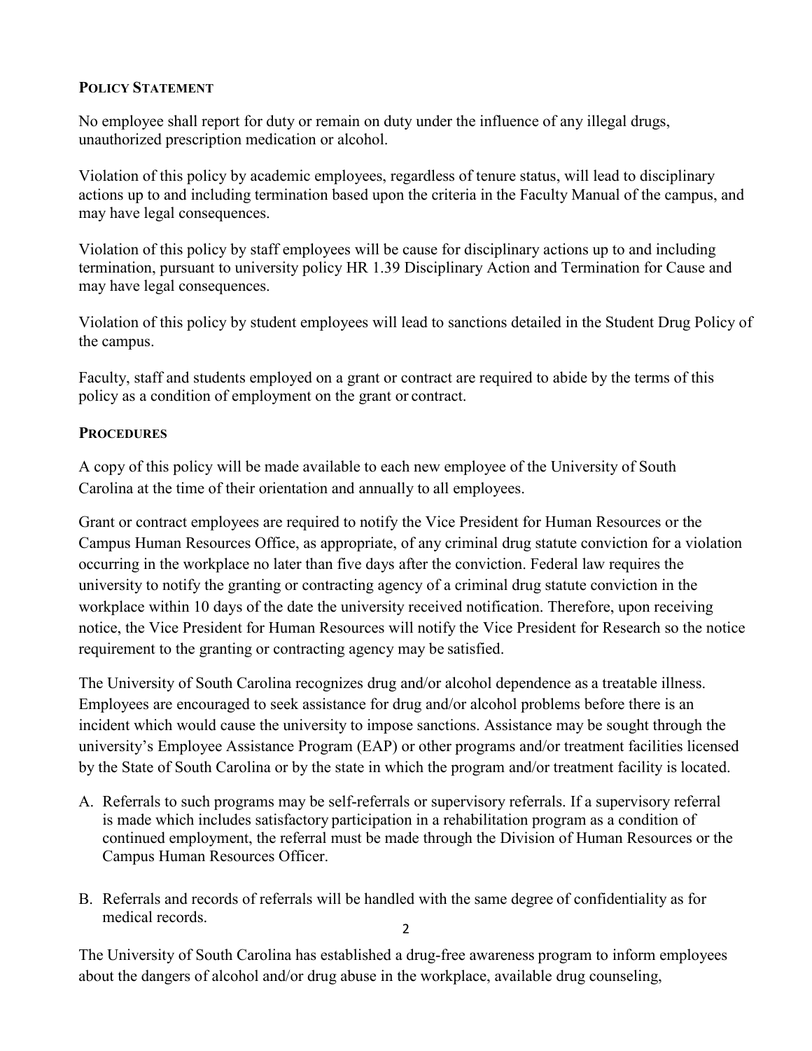## Policy Statement

No employee shall report for duty or remain on duty under the influence of any illegal drugs, unauthorized prescription medication or alcohol.

Violation of this policy by academic employees, regardless of tenure status, will lead to disciplinary actions up to and including termination based upon the criteria in the Faculty Manual of the campus, and may have legal consequences.

Violation of this policy by staff employees will be cause for disciplinary actions up to and including termination, pursuant to university policy HR 1.39 Disciplinary Action and Termination for Cause and may have legal consequences.

Violation of this policy by student employees will lead to sanctions detailed in the Student Drug Policy of the campus.

Faculty, staff and students employed on a grant or contract are required to abide by the terms of this policy as a condition of employment on the grant or contract.

## Procedures

A copy of this policy will be made available to each new employee of the University of South Carolina at the time of their orientation and annually to all employees.

Grant or contract employees are required to notify the Vice President for Human Resources or the Campus Human Resources Office, as appropriate, of any criminal drug statute conviction for a violation occurring in the workplace no later than five days after the conviction. Federal law requires the university to notify the granting or contracting agency of a criminal drug statute conviction in the workplace within 10 days of the date the university received notification. Therefore, upon receiving notice, the Vice President for Human Resources will notify the Vice President for Research so the notice requirement to the granting or contracting agency may be satisfied.

The University of South Carolina recognizes drug and/or alcohol dependence as a treatable illness. Employees are encouraged to seek assistance for drug and/or alcohol problems before there is an incident which would cause the university to impose sanctions. Assistance may be sought through the university's Employee Assistance Program (EAP) or other programs and/or treatment facilities licensed by the State of South Carolina or by the state in which the program and/or treatment facility is located.

A. Referrals to such programs may be self-referrals or supervisory referrals. If a supervisory referral is made which includes satisfactory participation in a rehabilitation program as a condition of continued employment, the referral must be made through the Division of Human Resources or the Campus Human Resources Officer.

B. Referrals and records of referrals will be handled with the same degree of confidentiality as for medical records.

The University of South Carolina has established a drug-free awareness program to inform employees about the dangers of alcohol and/or drug abuse in the workplace, available drug counseling,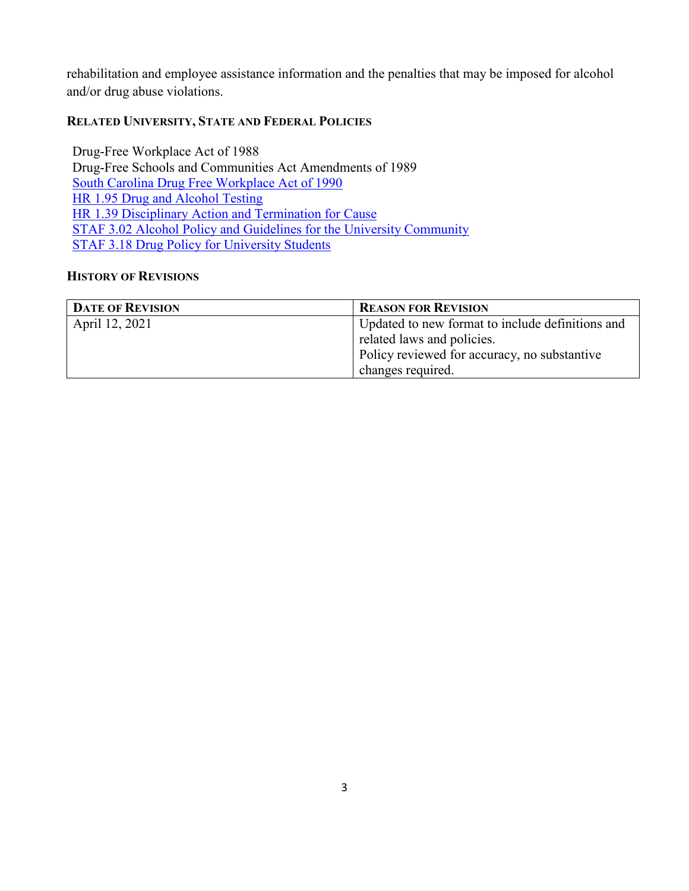rehabilitation and employee assistance information and the penalties that may be imposed for alcohol and/or drug abuse violations.

## Related University, State and Federal Policies

Drug-Free Workplace Act of 1988
Drug-Free Schools and Communities Act Amendments of 1989
South Carolina Drug Free Workplace Act of 1990
HR 1.95 Drug and Alcohol Testing
HR 1.39 Disciplinary Action and Termination for Cause
STAF 3.02 Alcohol Policy and Guidelines for the University Community
STAF 3.18 Drug Policy for University Students

## History of Revisions

| Date of Revision | Reason for Revision |
|---|---|
| April 12, 2021 | Updated to new format to include definitions and related laws and policies. Policy reviewed for accuracy, no substantive changes required. |